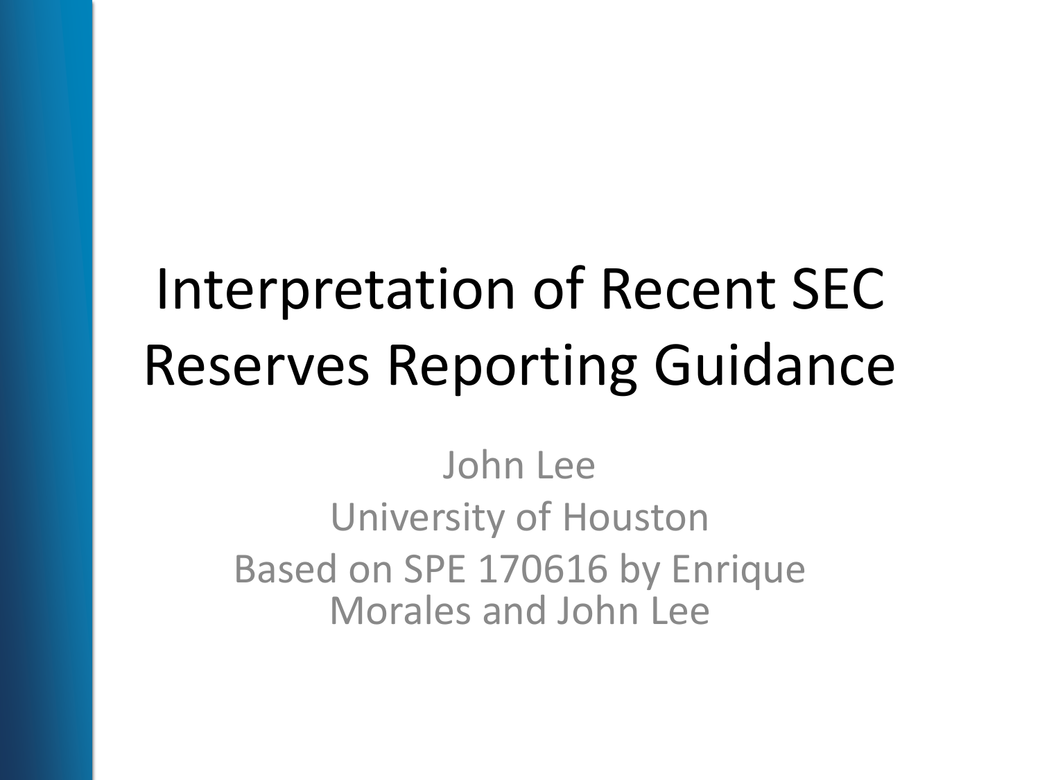# Interpretation of Recent SEC Reserves Reporting Guidance

John Lee

University of Houston

Based on SPE 170616 by Enrique Morales and John Lee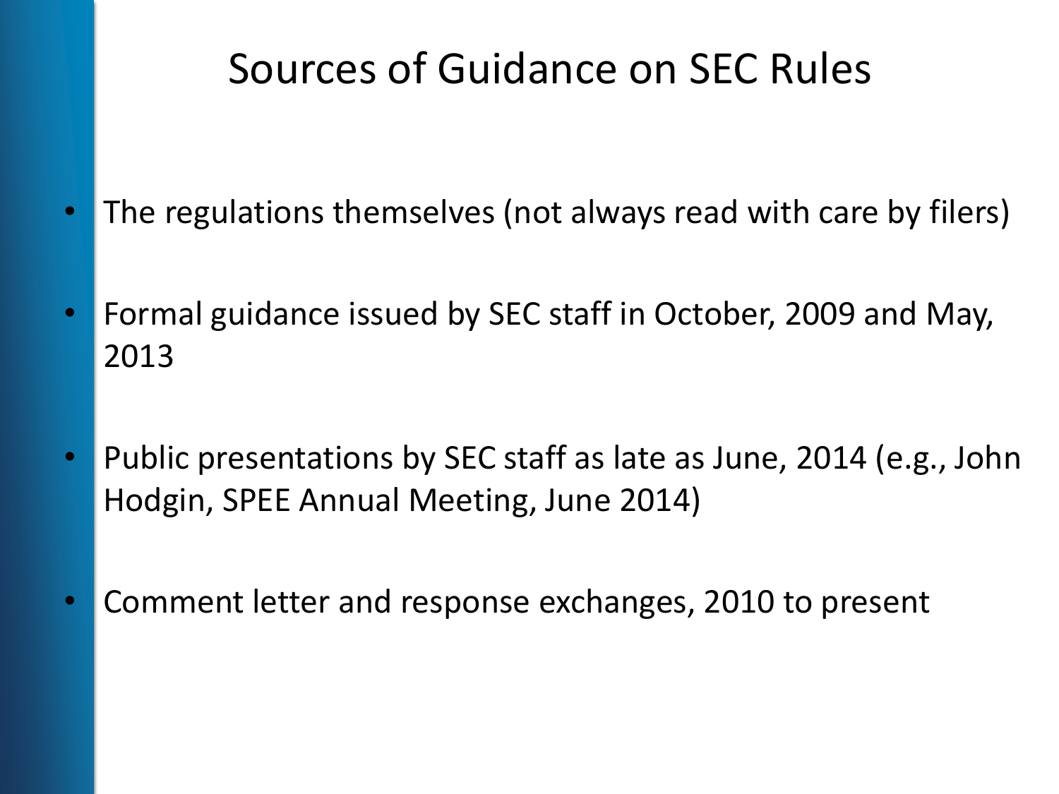# Sources of Guidance on SEC Rules

- The regulations themselves (not always read with care by filers)
- Formal guidance issued by SEC staff in October, 2009 and May, 2013
- Public presentations by SEC staff as late as June, 2014 (e.g., John Hodgin, SPEE Annual Meeting, June 2014)
- Comment letter and response exchanges, 2010 to present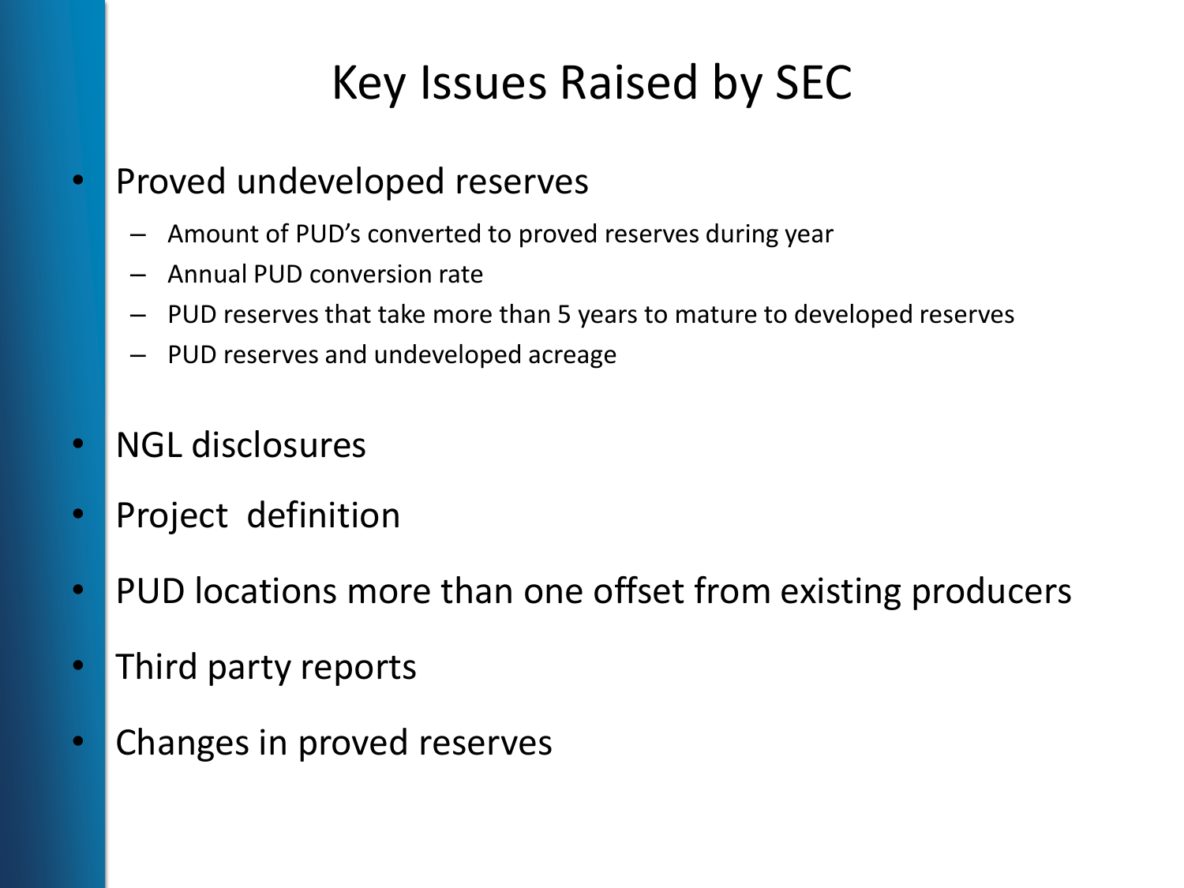# Key Issues Raised by SEC

- Proved undeveloped reserves
  - Amount of PUD's converted to proved reserves during year
  - Annual PUD conversion rate
  - PUD reserves that take more than 5 years to mature to developed reserves
  - PUD reserves and undeveloped acreage
- NGL disclosures
- Project definition
- PUD locations more than one offset from existing producers
- Third party reports
- Changes in proved reserves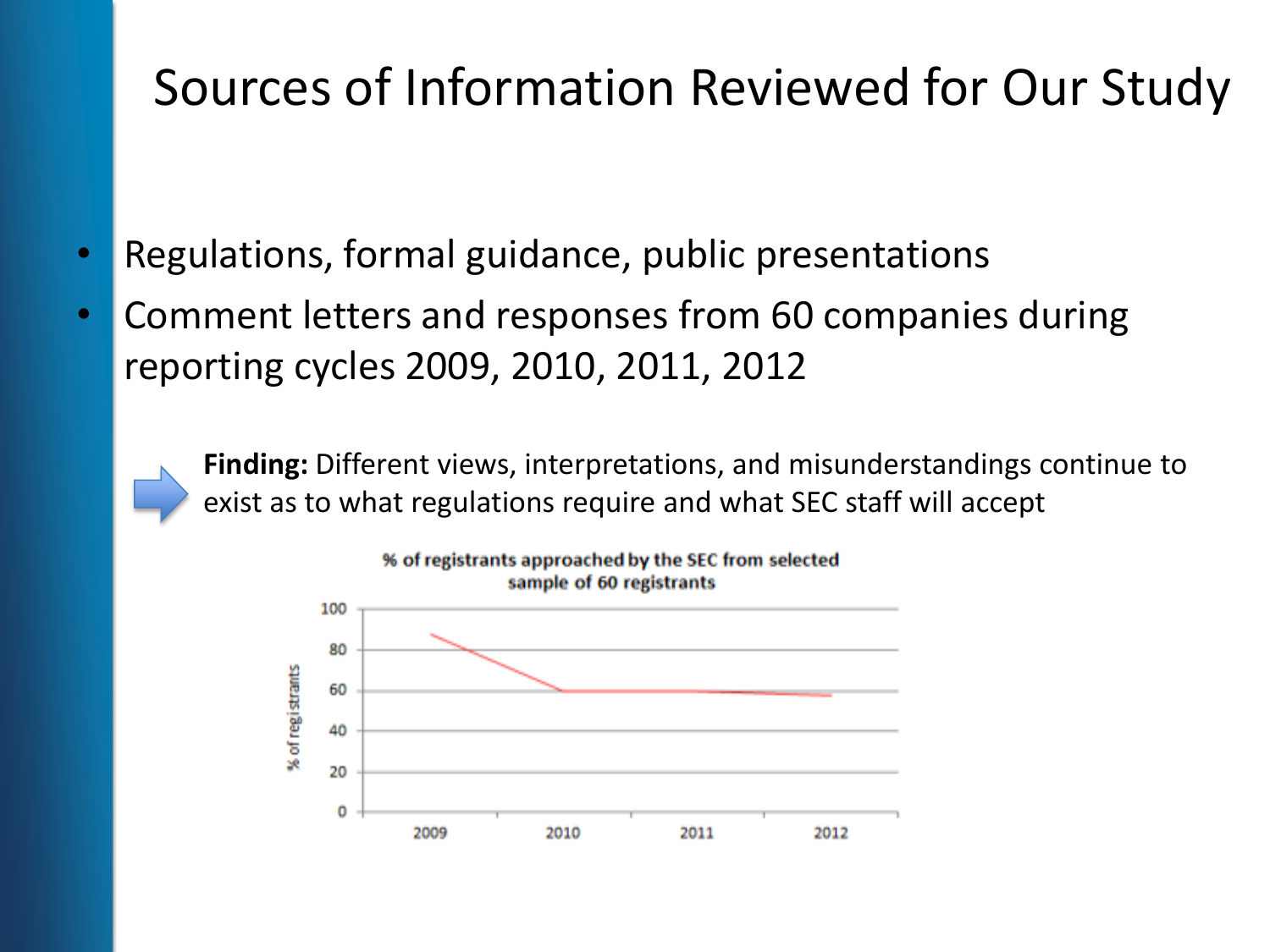# Sources of Information Reviewed for Our Study

- Regulations, formal guidance, public presentations
- Comment letters and responses from 60 companies during reporting cycles 2009, 2010, 2011, 2012

**Finding:** Different views, interpretations, and misunderstandings continue to exist as to what regulations require and what SEC staff will accept

**% of registrants approached by the SEC from selected sample of 60 registrants**

| Year | % of registrants |
|---|---|
| 2009 | ~88 |
| 2010 | ~60 |
| 2011 | ~60 |
| 2012 | ~58 |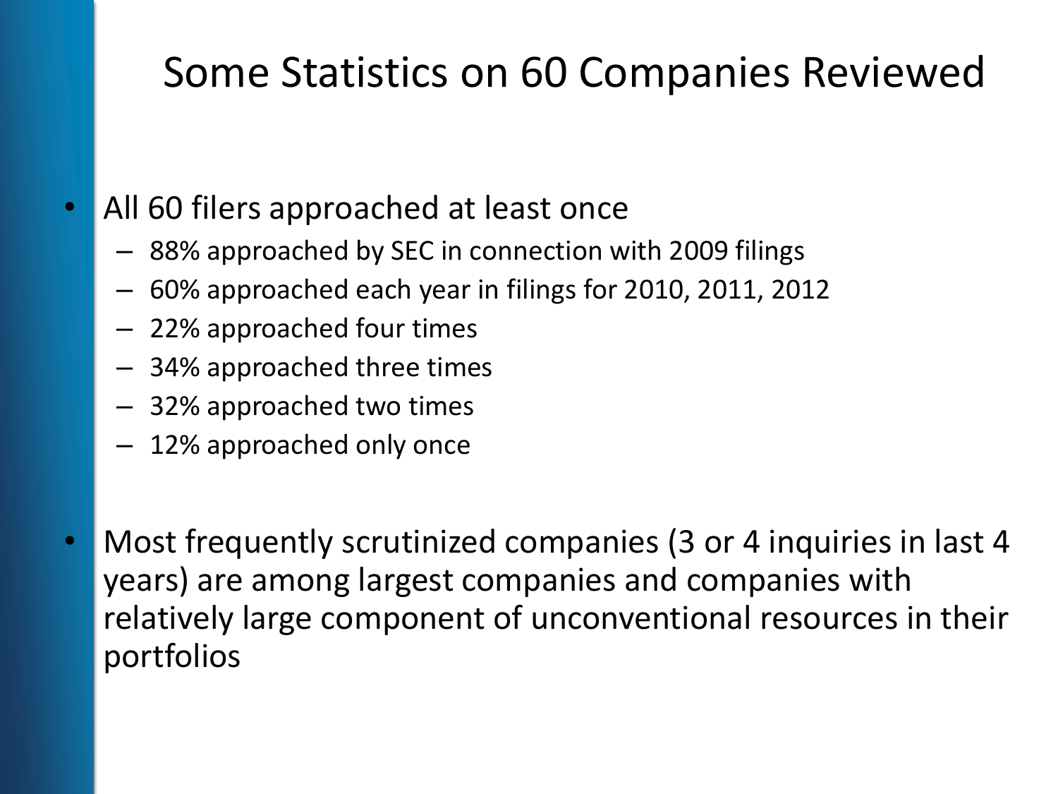# Some Statistics on 60 Companies Reviewed

- All 60 filers approached at least once
  - 88% approached by SEC in connection with 2009 filings
  - 60% approached each year in filings for 2010, 2011, 2012
  - 22% approached four times
  - 34% approached three times
  - 32% approached two times
  - 12% approached only once

- Most frequently scrutinized companies (3 or 4 inquiries in last 4 years) are among largest companies and companies with relatively large component of unconventional resources in their portfolios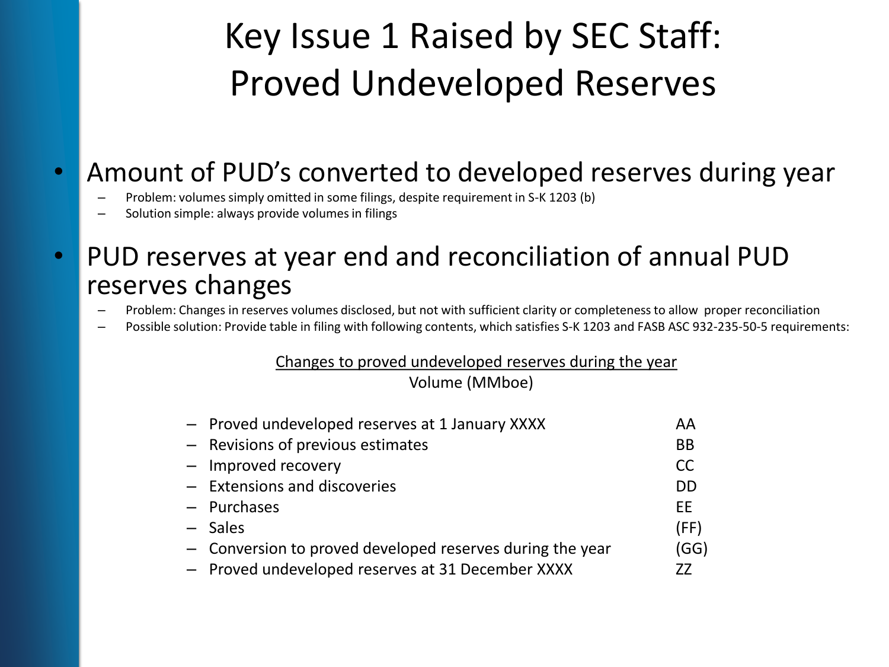# Key Issue 1 Raised by SEC Staff: Proved Undeveloped Reserves

- Amount of PUD's converted to developed reserves during year
  - Problem: volumes simply omitted in some filings, despite requirement in S-K 1203 (b)
  - Solution simple: always provide volumes in filings
- PUD reserves at year end and reconciliation of annual PUD reserves changes
  - Problem: Changes in reserves volumes disclosed, but not with sufficient clarity or completeness to allow proper reconciliation
  - Possible solution: Provide table in filing with following contents, which satisfies S-K 1203 and FASB ASC 932-235-50-5 requirements:

<u>Changes to proved undeveloped reserves during the year</u>

| | Volume (MMboe) |
|---|---|
| – Proved undeveloped reserves at 1 January XXXX | AA |
| – Revisions of previous estimates | BB |
| – Improved recovery | CC |
| – Extensions and discoveries | DD |
| – Purchases | EE |
| – Sales | (FF) |
| – Conversion to proved developed reserves during the year | (GG) |
| – Proved undeveloped reserves at 31 December XXXX | ZZ |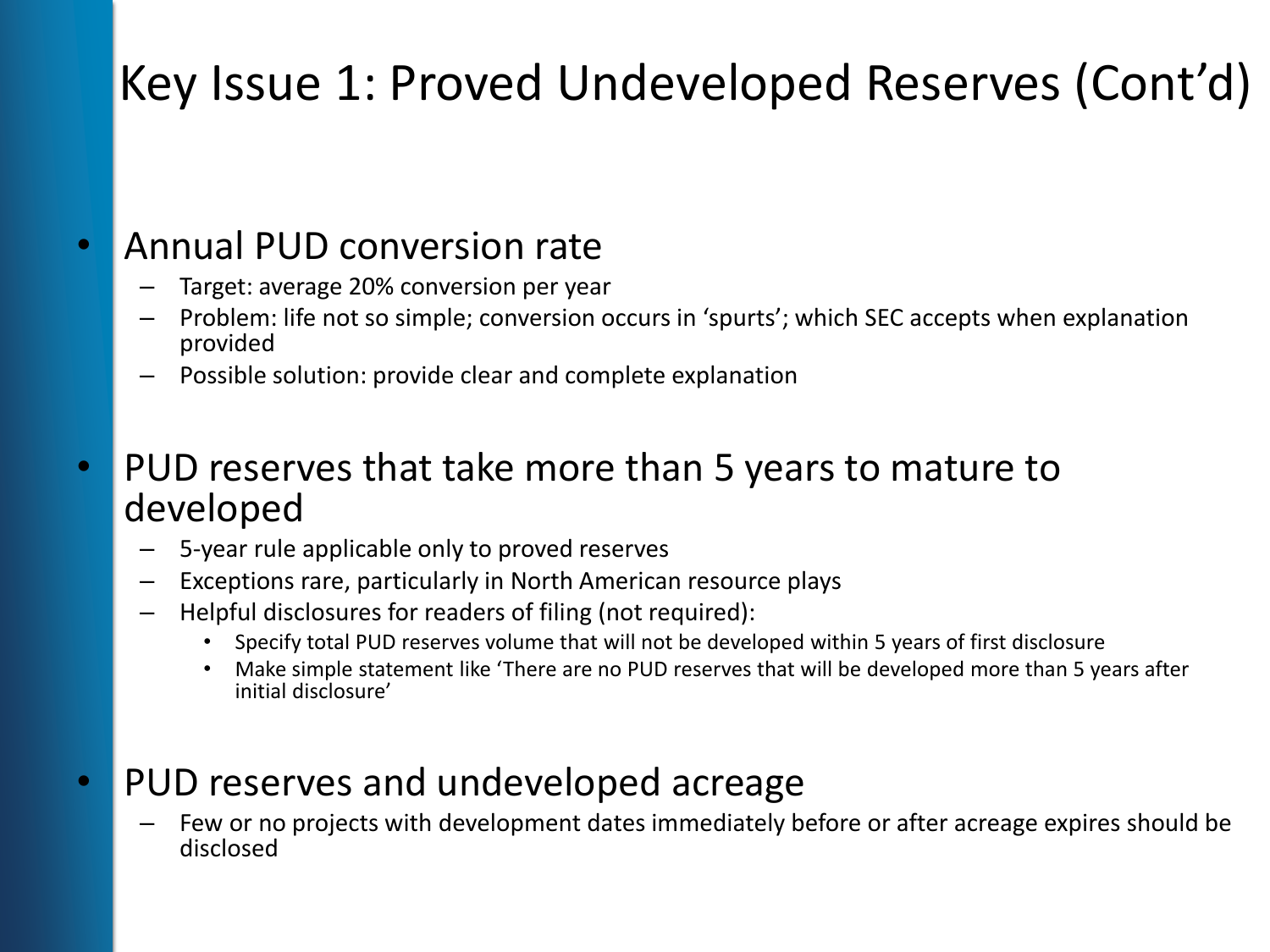# Key Issue 1: Proved Undeveloped Reserves (Cont'd)

- Annual PUD conversion rate
  - Target: average 20% conversion per year
  - Problem: life not so simple; conversion occurs in 'spurts'; which SEC accepts when explanation provided
  - Possible solution: provide clear and complete explanation

- PUD reserves that take more than 5 years to mature to developed
  - 5-year rule applicable only to proved reserves
  - Exceptions rare, particularly in North American resource plays
  - Helpful disclosures for readers of filing (not required):
    - Specify total PUD reserves volume that will not be developed within 5 years of first disclosure
    - Make simple statement like 'There are no PUD reserves that will be developed more than 5 years after initial disclosure'

- PUD reserves and undeveloped acreage
  - Few or no projects with development dates immediately before or after acreage expires should be disclosed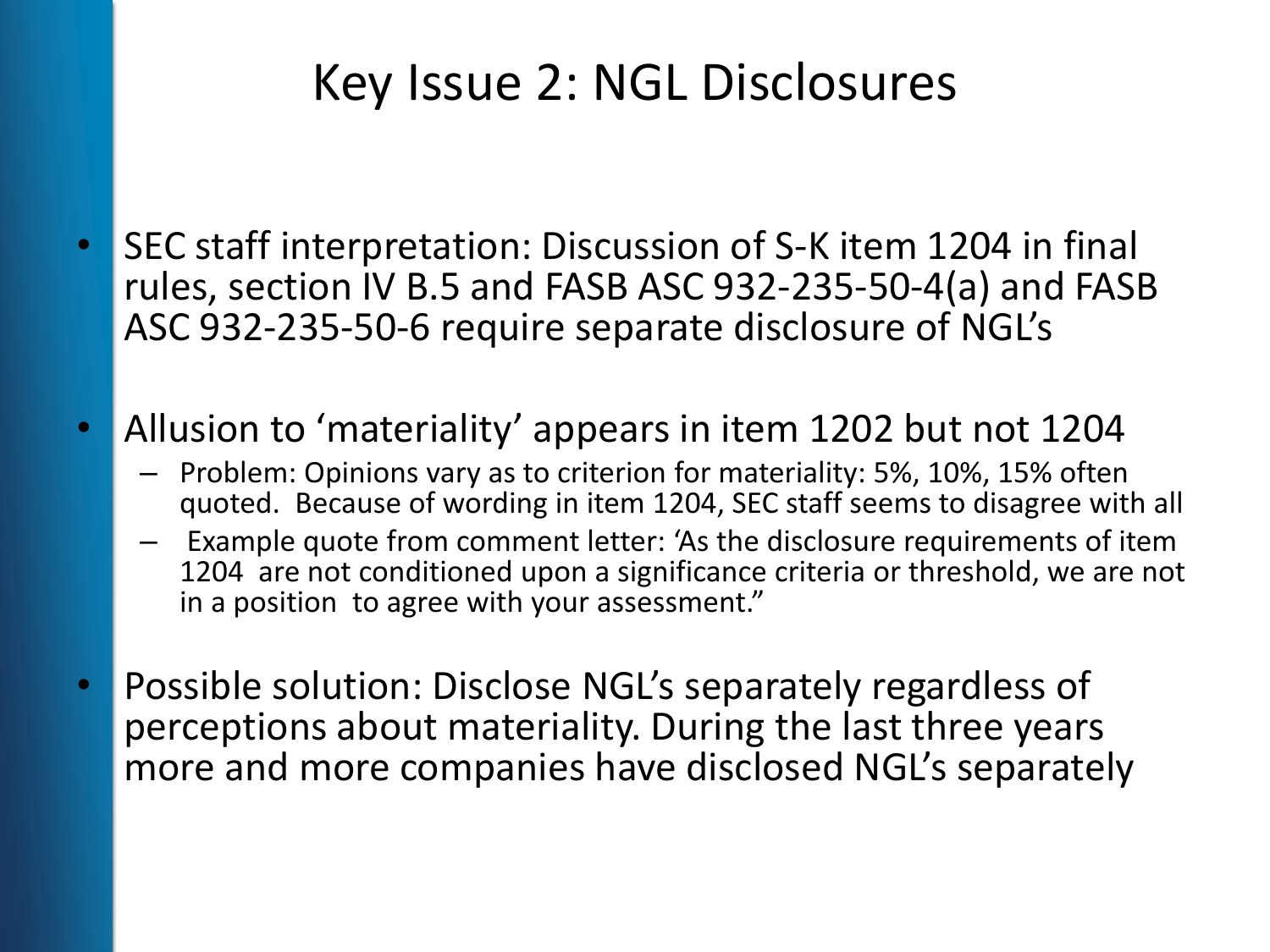# Key Issue 2: NGL Disclosures

- SEC staff interpretation: Discussion of S-K item 1204 in final rules, section IV B.5 and FASB ASC 932-235-50-4(a) and FASB ASC 932-235-50-6 require separate disclosure of NGL's
- Allusion to 'materiality' appears in item 1202 but not 1204
  - Problem: Opinions vary as to criterion for materiality: 5%, 10%, 15% often quoted. Because of wording in item 1204, SEC staff seems to disagree with all
  - Example quote from comment letter: 'As the disclosure requirements of item 1204 are not conditioned upon a significance criteria or threshold, we are not in a position to agree with your assessment."
- Possible solution: Disclose NGL's separately regardless of perceptions about materiality. During the last three years more and more companies have disclosed NGL's separately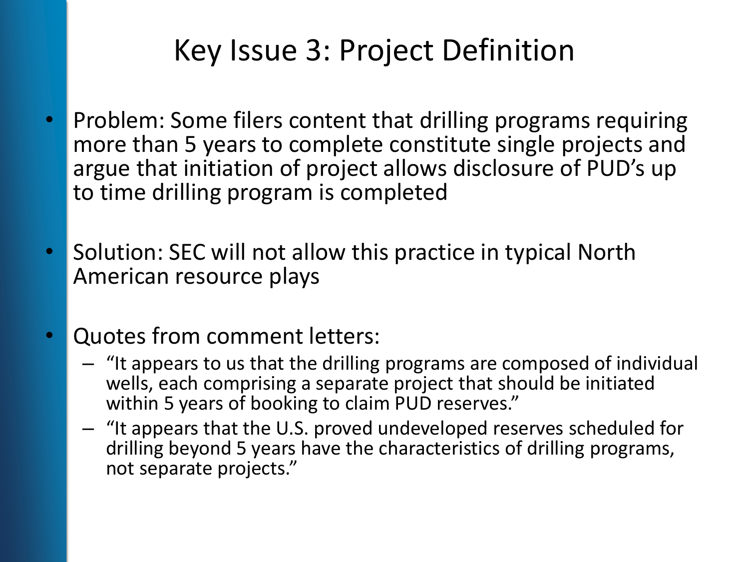# Key Issue 3: Project Definition

- Problem: Some filers content that drilling programs requiring more than 5 years to complete constitute single projects and argue that initiation of project allows disclosure of PUD's up to time drilling program is completed
- Solution: SEC will not allow this practice in typical North American resource plays
- Quotes from comment letters:
  - "It appears to us that the drilling programs are composed of individual wells, each comprising a separate project that should be initiated within 5 years of booking to claim PUD reserves."
  - "It appears that the U.S. proved undeveloped reserves scheduled for drilling beyond 5 years have the characteristics of drilling programs, not separate projects."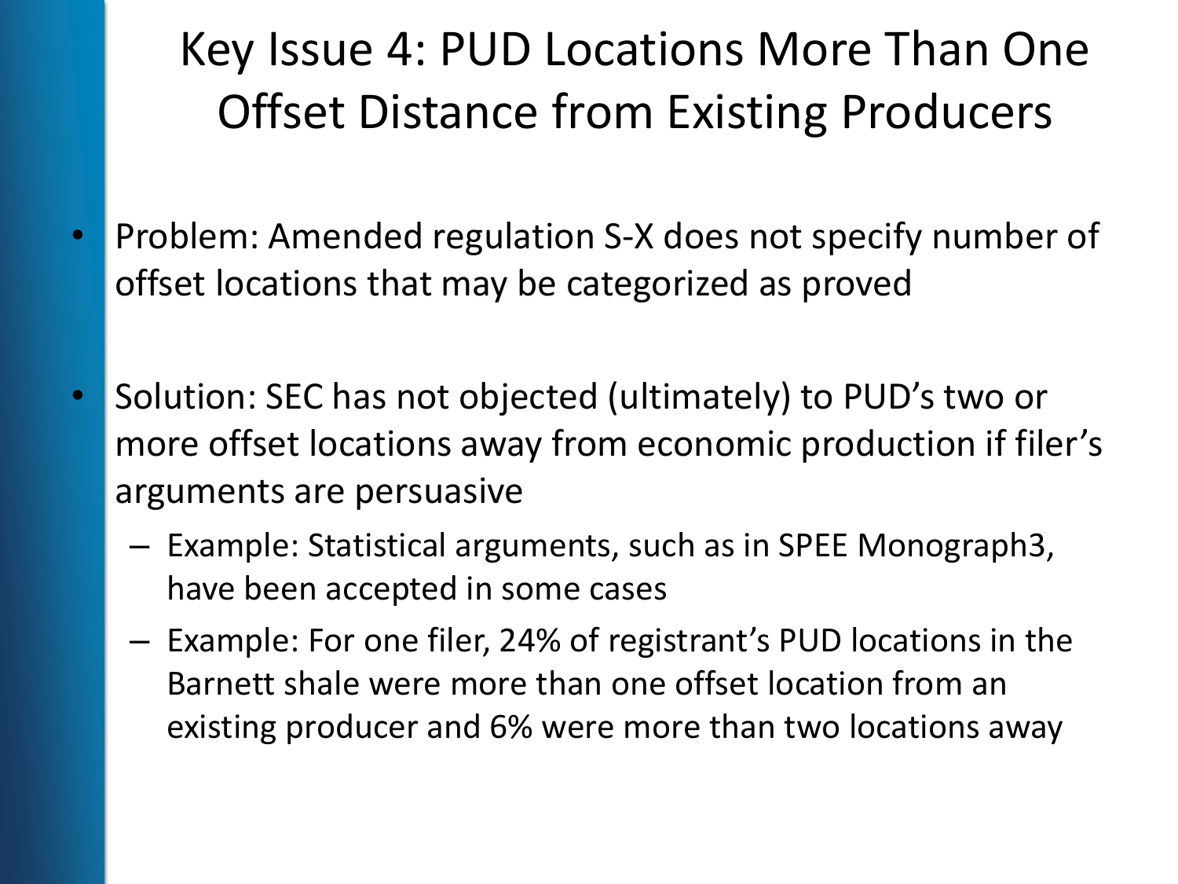# Key Issue 4: PUD Locations More Than One Offset Distance from Existing Producers

- Problem: Amended regulation S-X does not specify number of offset locations that may be categorized as proved
- Solution: SEC has not objected (ultimately) to PUD's two or more offset locations away from economic production if filer's arguments are persuasive
  - Example: Statistical arguments, such as in SPEE Monograph3, have been accepted in some cases
  - Example: For one filer, 24% of registrant's PUD locations in the Barnett shale were more than one offset location from an existing producer and 6% were more than two locations away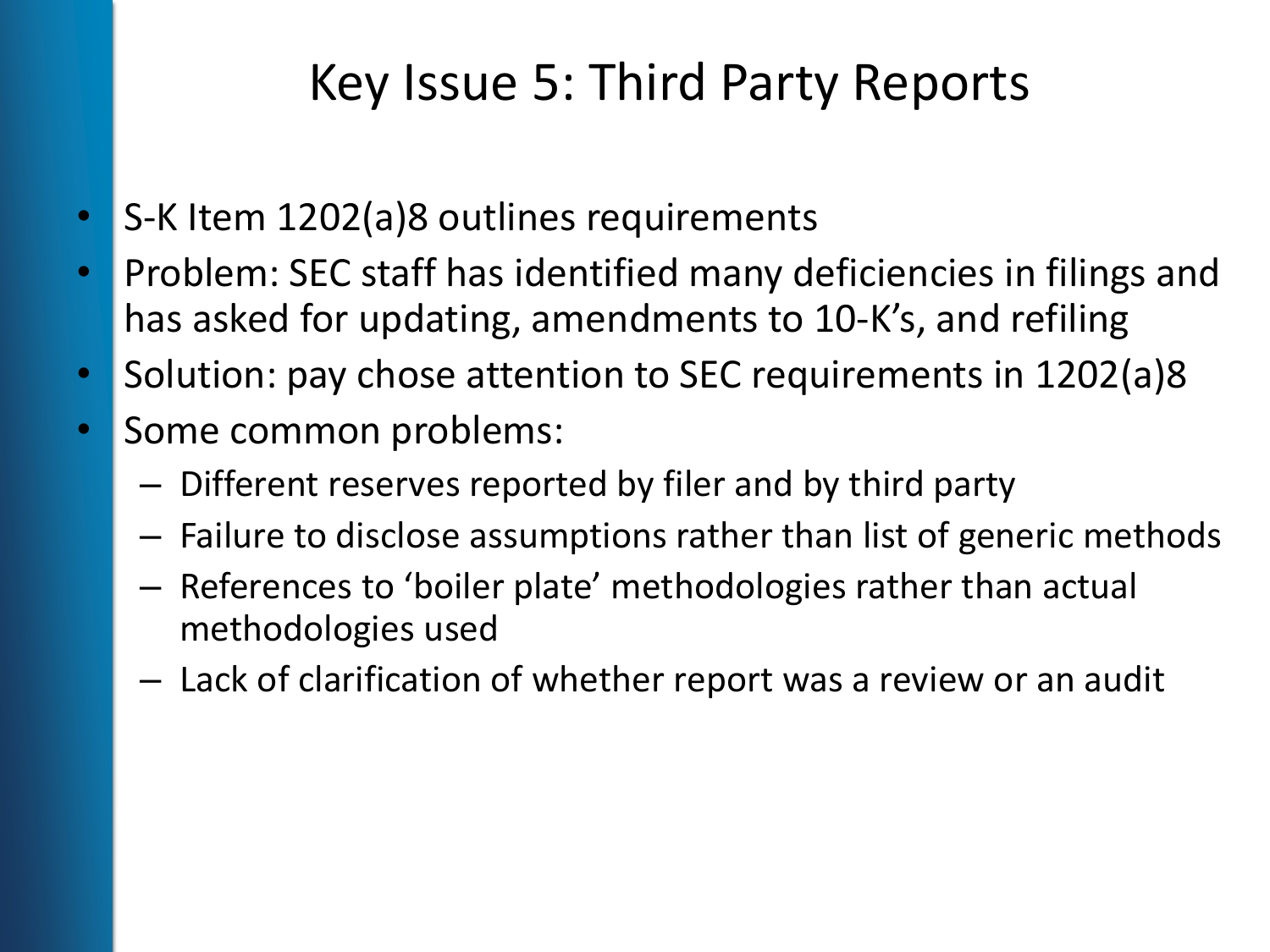# Key Issue 5: Third Party Reports

- S-K Item 1202(a)8 outlines requirements
- Problem: SEC staff has identified many deficiencies in filings and has asked for updating, amendments to 10-K's, and refiling
- Solution: pay chose attention to SEC requirements in 1202(a)8
- Some common problems:
  - Different reserves reported by filer and by third party
  - Failure to disclose assumptions rather than list of generic methods
  - References to 'boiler plate' methodologies rather than actual methodologies used
  - Lack of clarification of whether report was a review or an audit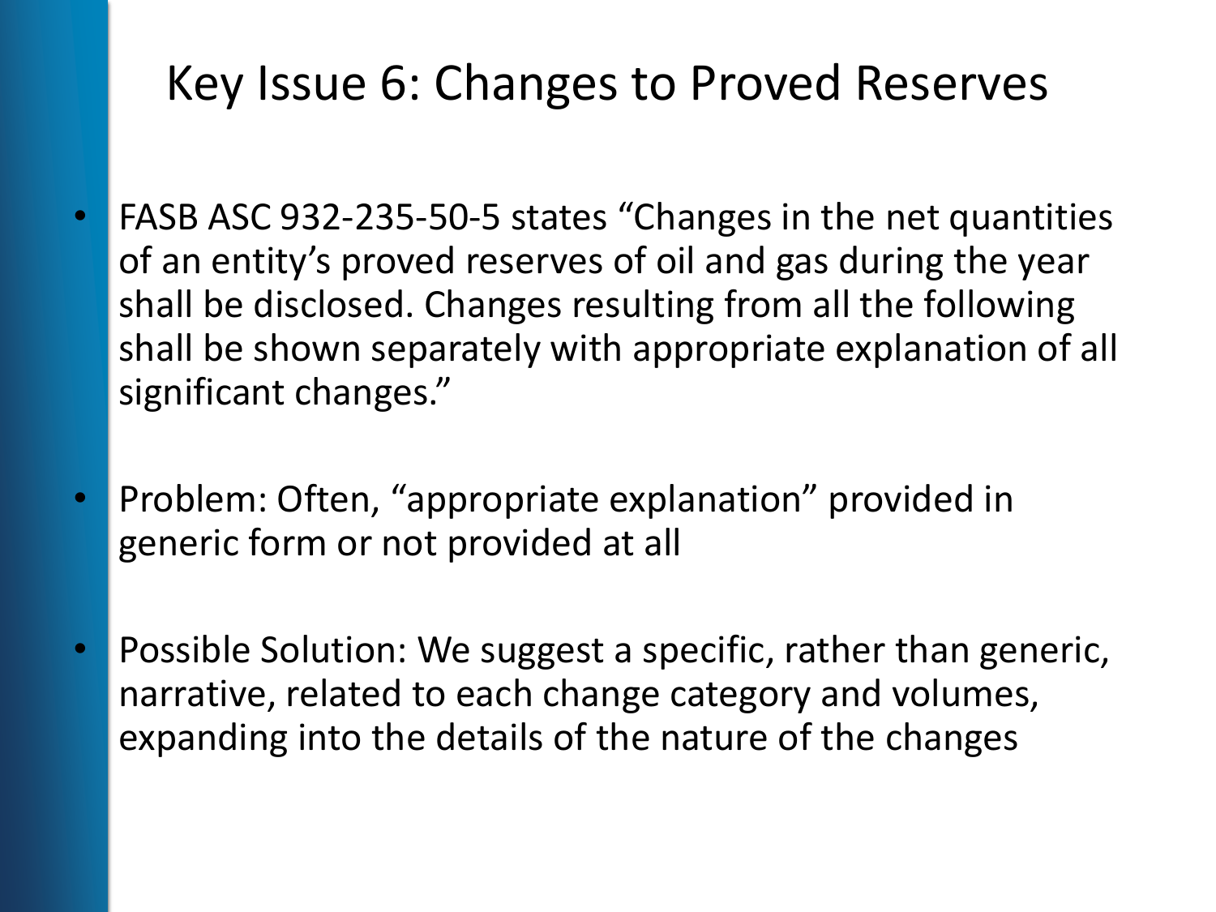# Key Issue 6: Changes to Proved Reserves

- FASB ASC 932-235-50-5 states "Changes in the net quantities of an entity's proved reserves of oil and gas during the year shall be disclosed. Changes resulting from all the following shall be shown separately with appropriate explanation of all significant changes."

- Problem: Often, "appropriate explanation" provided in generic form or not provided at all

- Possible Solution: We suggest a specific, rather than generic, narrative, related to each change category and volumes, expanding into the details of the nature of the changes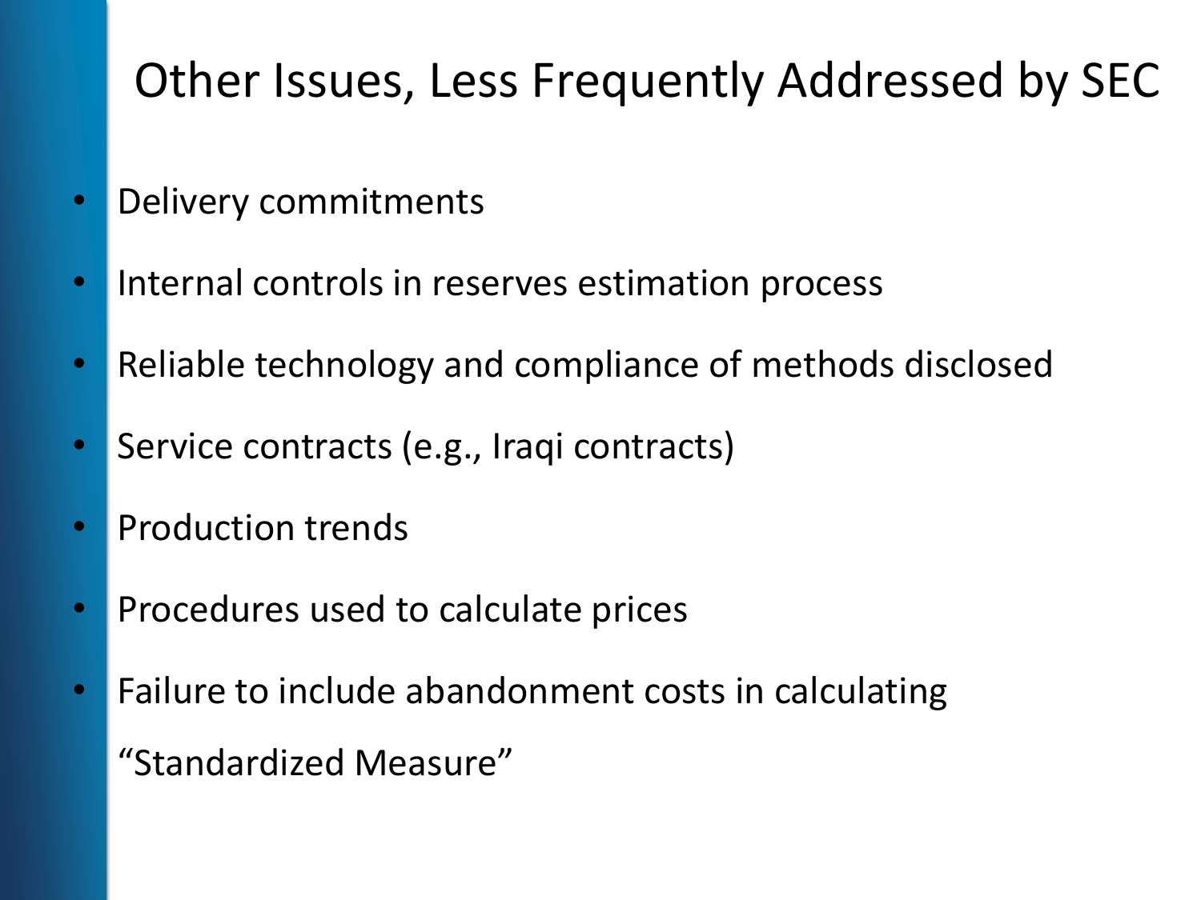# Other Issues, Less Frequently Addressed by SEC

- Delivery commitments
- Internal controls in reserves estimation process
- Reliable technology and compliance of methods disclosed
- Service contracts (e.g., Iraqi contracts)
- Production trends
- Procedures used to calculate prices
- Failure to include abandonment costs in calculating "Standardized Measure"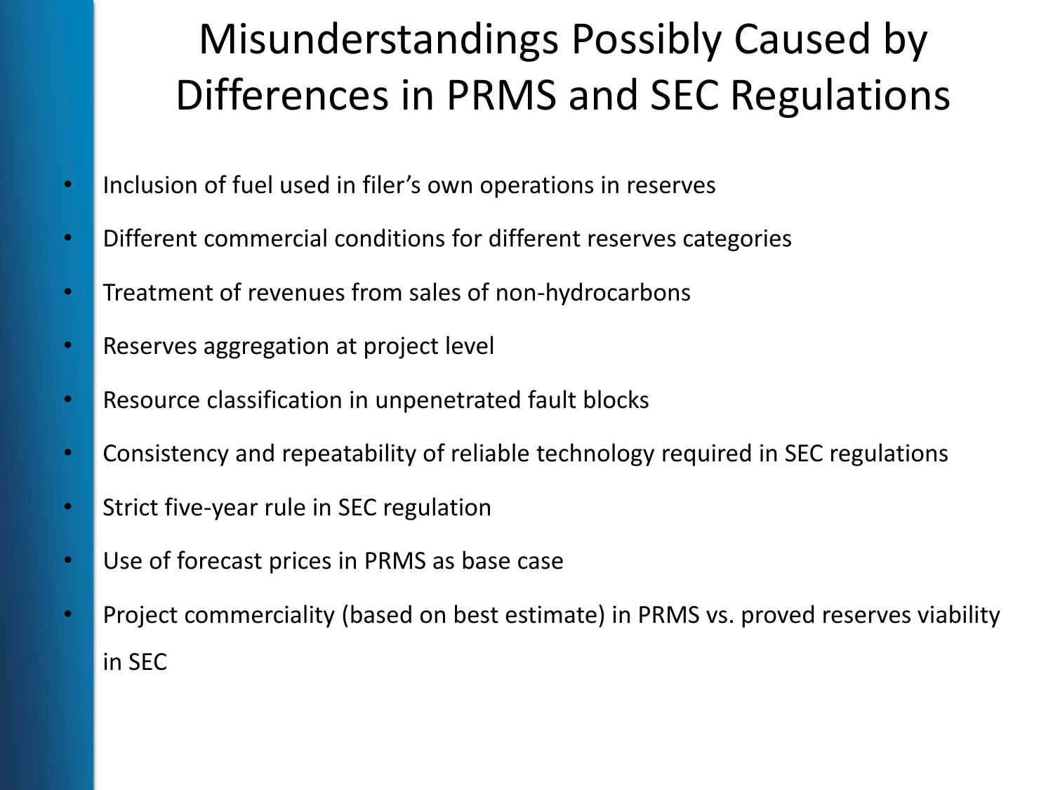# Misunderstandings Possibly Caused by Differences in PRMS and SEC Regulations

- Inclusion of fuel used in filer's own operations in reserves
- Different commercial conditions for different reserves categories
- Treatment of revenues from sales of non-hydrocarbons
- Reserves aggregation at project level
- Resource classification in unpenetrated fault blocks
- Consistency and repeatability of reliable technology required in SEC regulations
- Strict five-year rule in SEC regulation
- Use of forecast prices in PRMS as base case
- Project commerciality (based on best estimate) in PRMS vs. proved reserves viability in SEC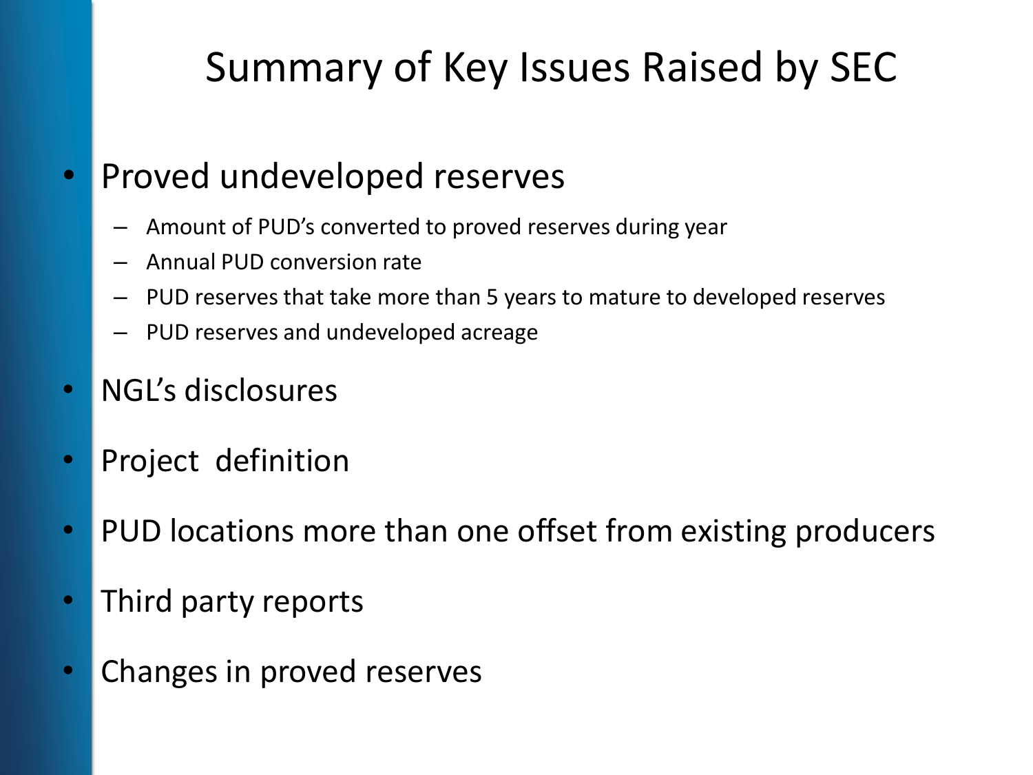# Summary of Key Issues Raised by SEC

- Proved undeveloped reserves
  - Amount of PUD's converted to proved reserves during year
  - Annual PUD conversion rate
  - PUD reserves that take more than 5 years to mature to developed reserves
  - PUD reserves and undeveloped acreage
- NGL's disclosures
- Project definition
- PUD locations more than one offset from existing producers
- Third party reports
- Changes in proved reserves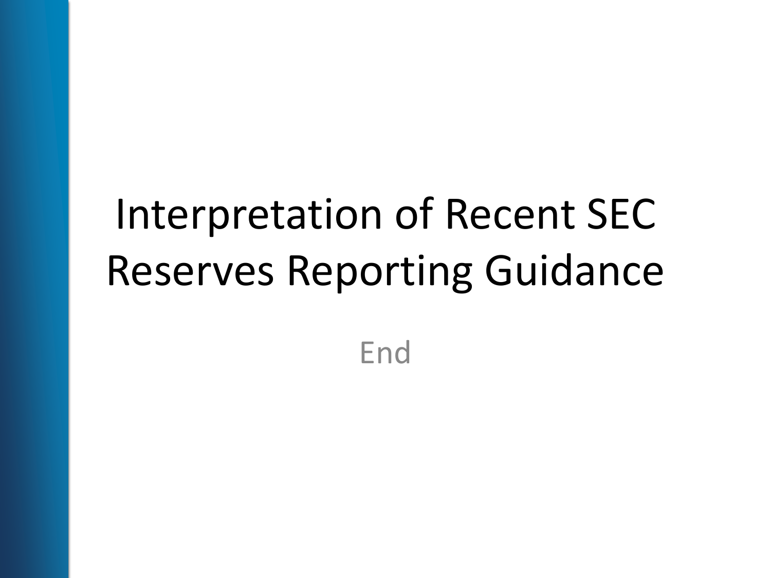# Interpretation of Recent SEC Reserves Reporting Guidance

End